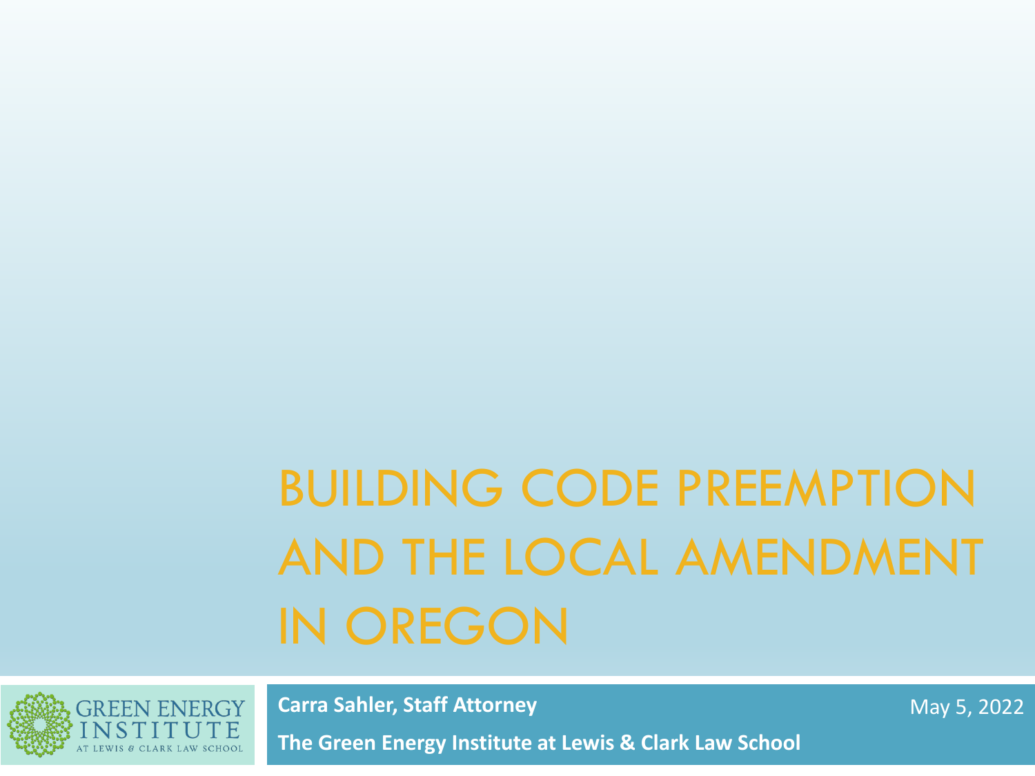# BUILDING CODE PREEMPTION AND THE LOCAL AMENDMENT IN OREGON

GREEN ENERGY INSTITUTE AT LEWIS & CLARK LAW SCHOOL

**Carra Sahler, Staff Attorney**

**The Green Energy Institute at Lewis & Clark Law School**

May 5, 2022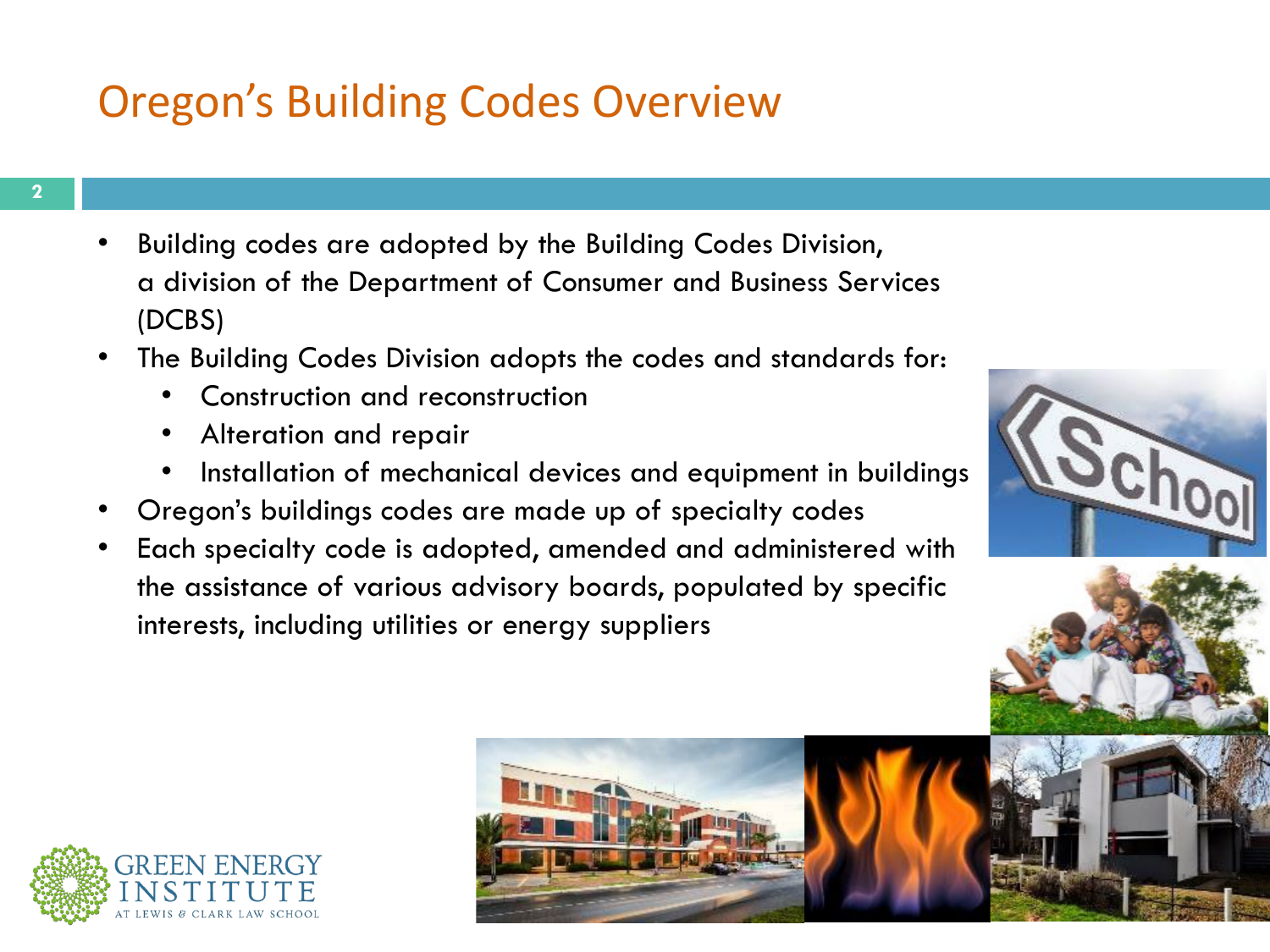# Oregon's Building Codes Overview

- Building codes are adopted by the Building Codes Division, a division of the Department of Consumer and Business Services (DCBS)
- The Building Codes Division adopts the codes and standards for:
  - Construction and reconstruction
  - Alteration and repair
  - Installation of mechanical devices and equipment in buildings
- Oregon's buildings codes are made up of specialty codes
- Each specialty code is adopted, amended and administered with the assistance of various advisory boards, populated by specific interests, including utilities or energy suppliers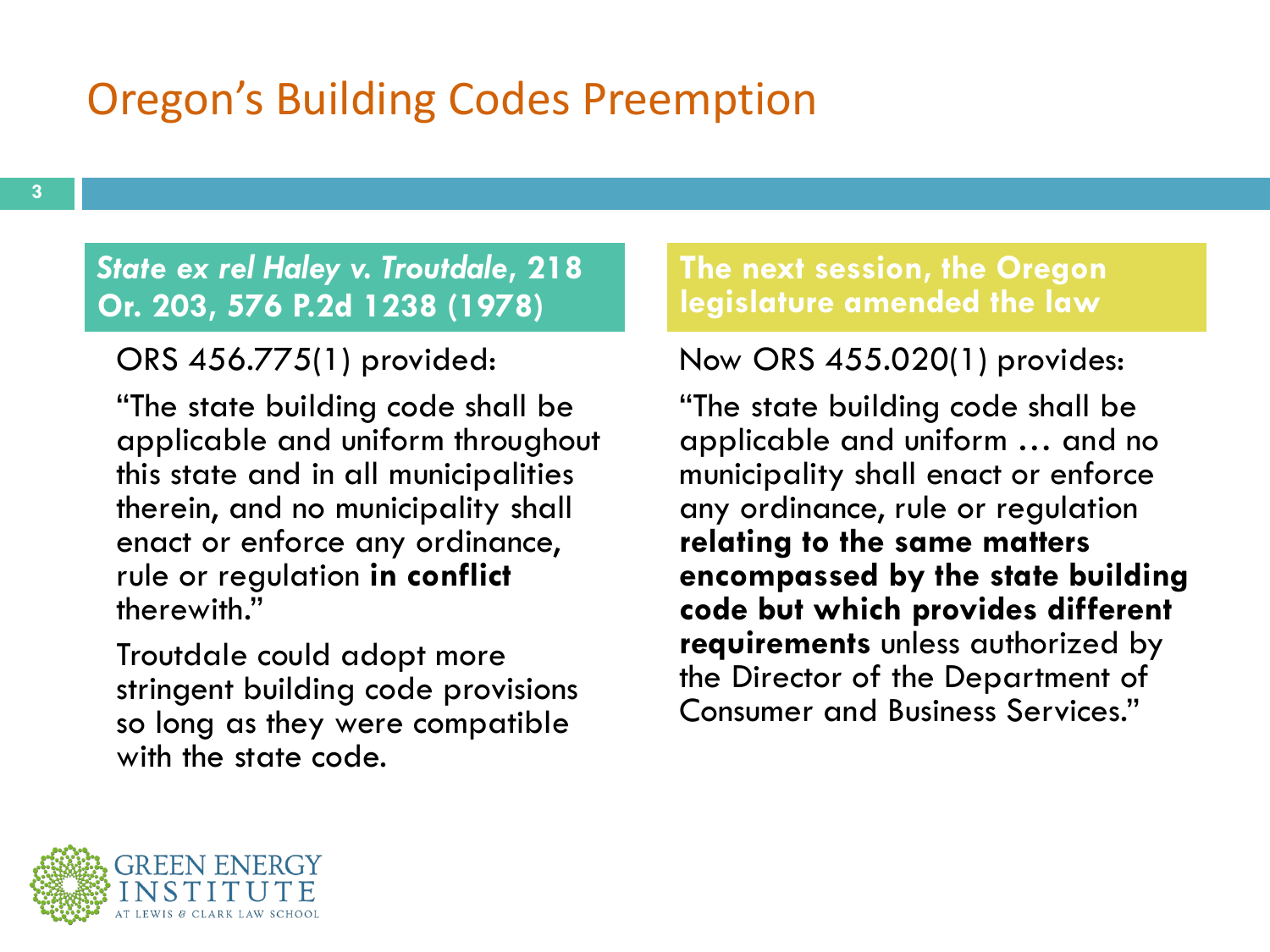# Oregon's Building Codes Preemption

## *State ex rel Haley v. Troutdale*, 218 Or. 203, 576 P.2d 1238 (1978)

ORS 456.775(1) provided:

"The state building code shall be applicable and uniform throughout this state and in all municipalities therein, and no municipality shall enact or enforce any ordinance, rule or regulation **in conflict** therewith."

Troutdale could adopt more stringent building code provisions so long as they were compatible with the state code.

## The next session, the Oregon legislature amended the law

Now ORS 455.020(1) provides:

"The state building code shall be applicable and uniform … and no municipality shall enact or enforce any ordinance, rule or regulation **relating to the same matters encompassed by the state building code but which provides different requirements** unless authorized by the Director of the Department of Consumer and Business Services."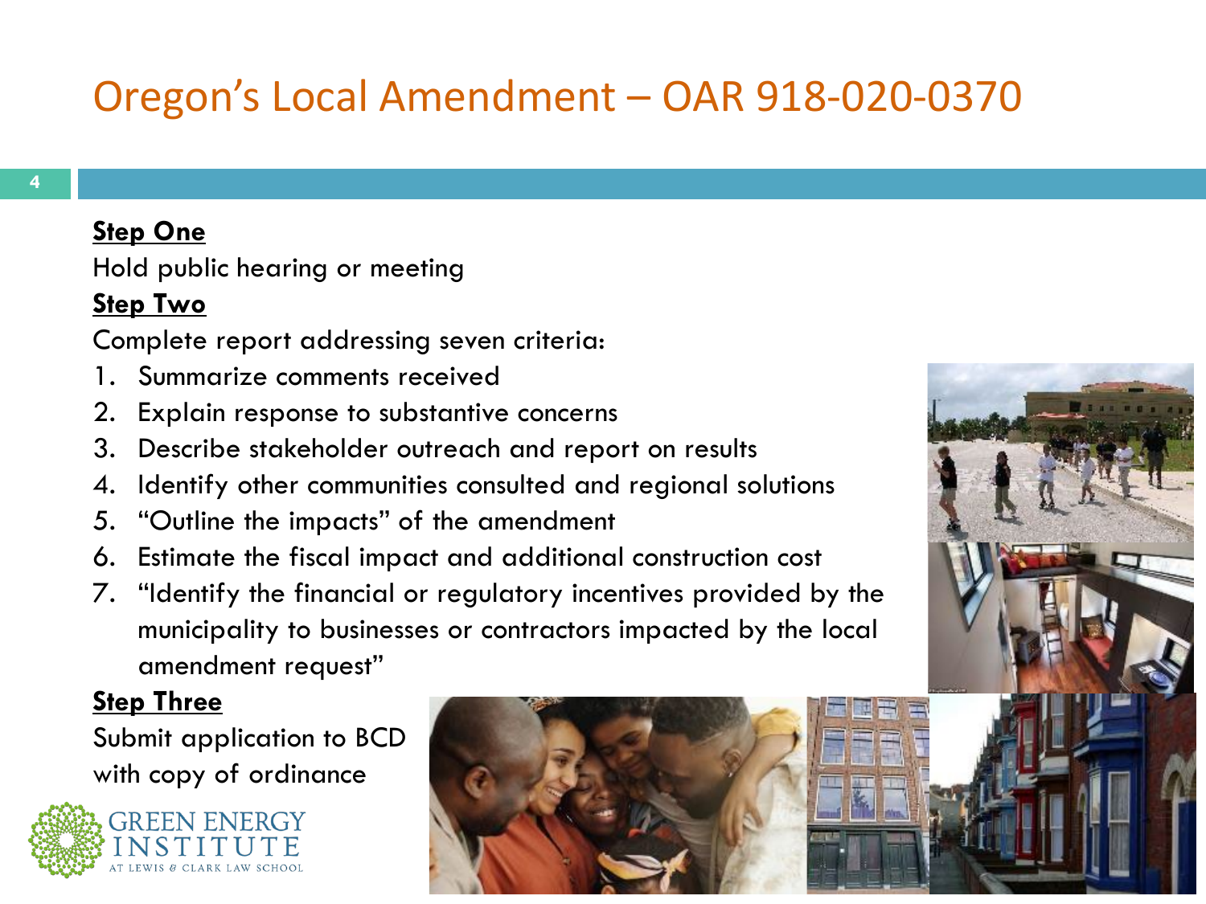# Oregon's Local Amendment – OAR 918-020-0370

**Step One**

Hold public hearing or meeting

**Step Two**

Complete report addressing seven criteria:

1. Summarize comments received
2. Explain response to substantive concerns
3. Describe stakeholder outreach and report on results
4. Identify other communities consulted and regional solutions
5. "Outline the impacts" of the amendment
6. Estimate the fiscal impact and additional construction cost
7. "Identify the financial or regulatory incentives provided by the municipality to businesses or contractors impacted by the local amendment request"

**Step Three**

Submit application to BCD with copy of ordinance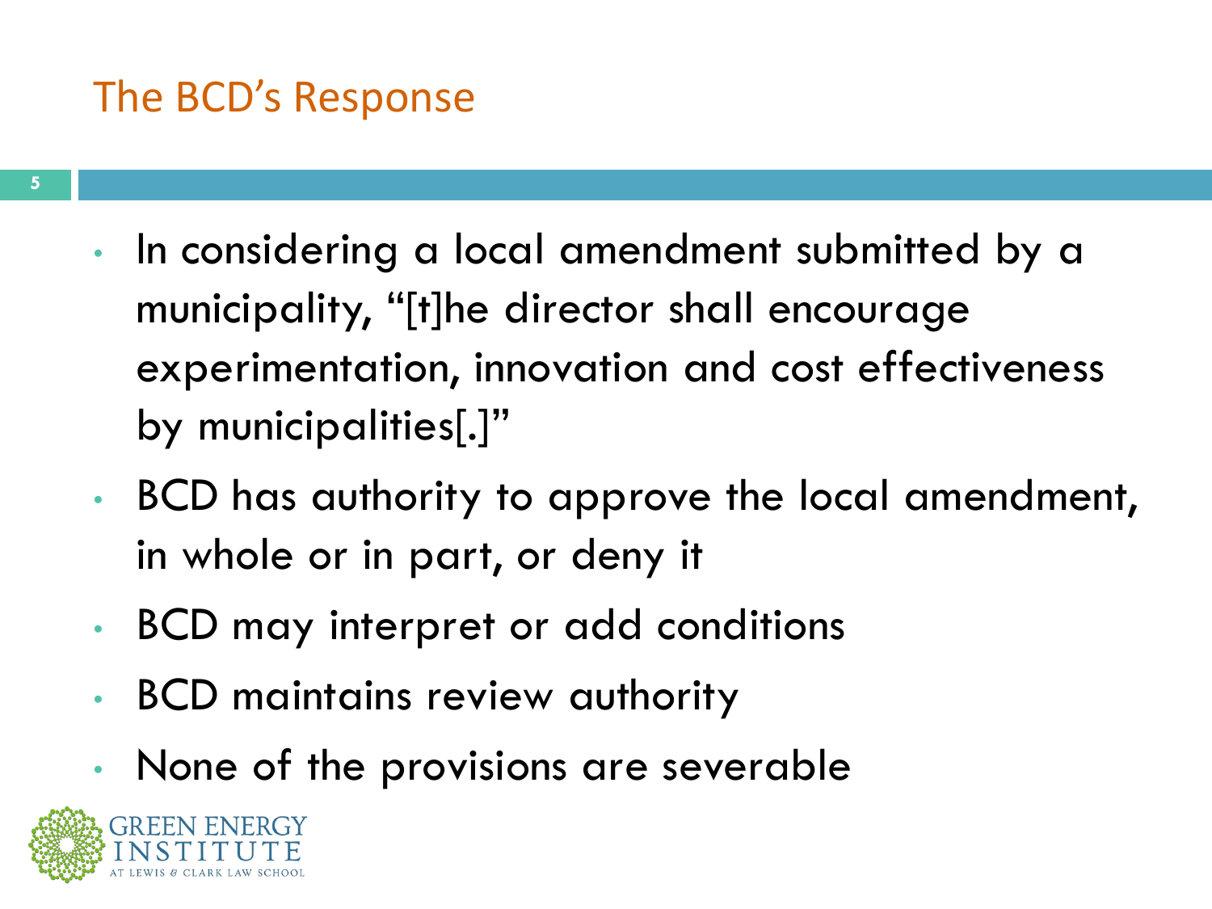## The BCD's Response

- In considering a local amendment submitted by a municipality, "[t]he director shall encourage experimentation, innovation and cost effectiveness by municipalities[.]"
- BCD has authority to approve the local amendment, in whole or in part, or deny it
- BCD may interpret or add conditions
- BCD maintains review authority
- None of the provisions are severable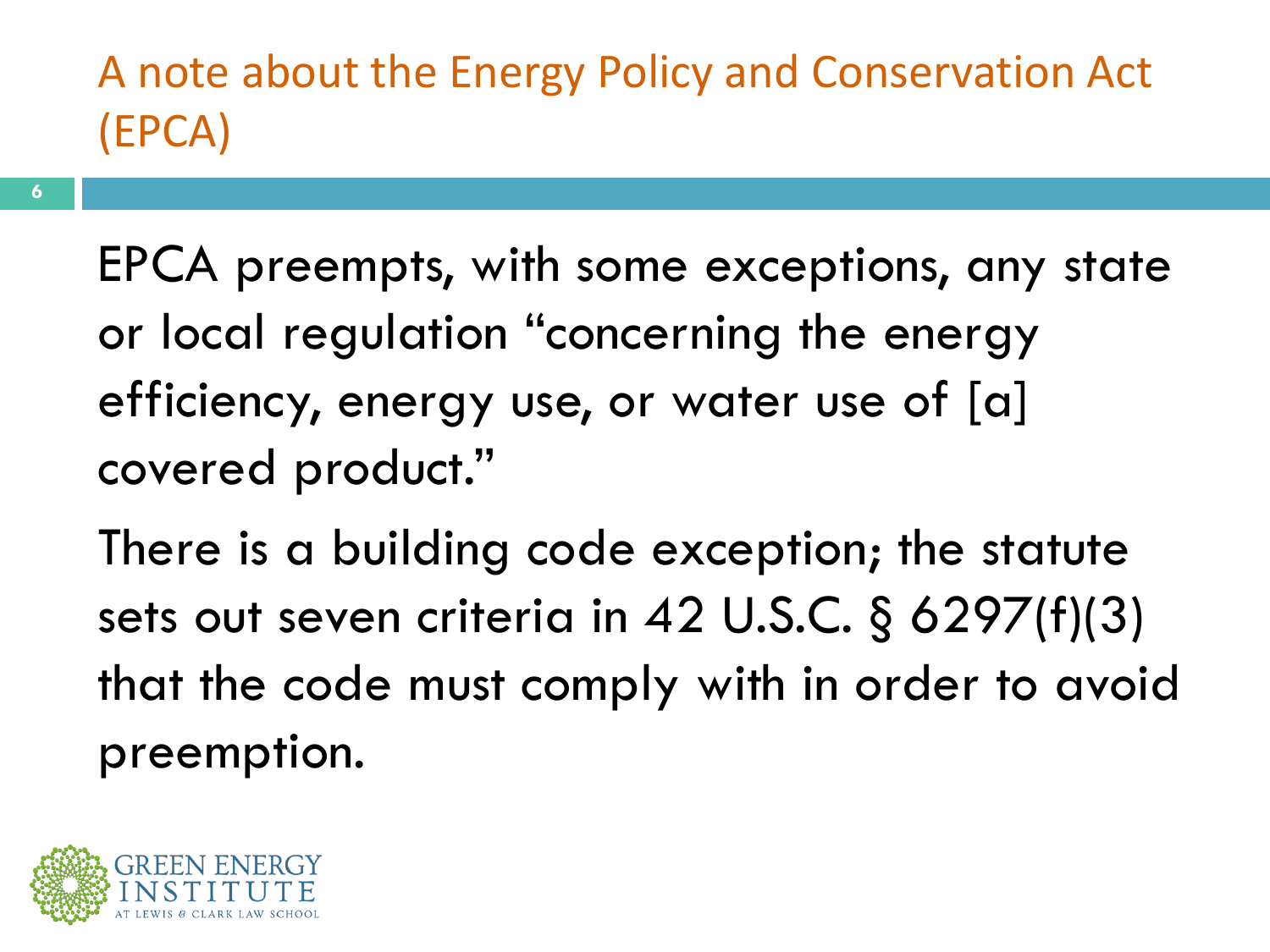# A note about the Energy Policy and Conservation Act (EPCA)

EPCA preempts, with some exceptions, any state or local regulation "concerning the energy efficiency, energy use, or water use of [a] covered product."

There is a building code exception; the statute sets out seven criteria in 42 U.S.C. § 6297(f)(3) that the code must comply with in order to avoid preemption.

GREEN ENERGY INSTITUTE
AT LEWIS & CLARK LAW SCHOOL